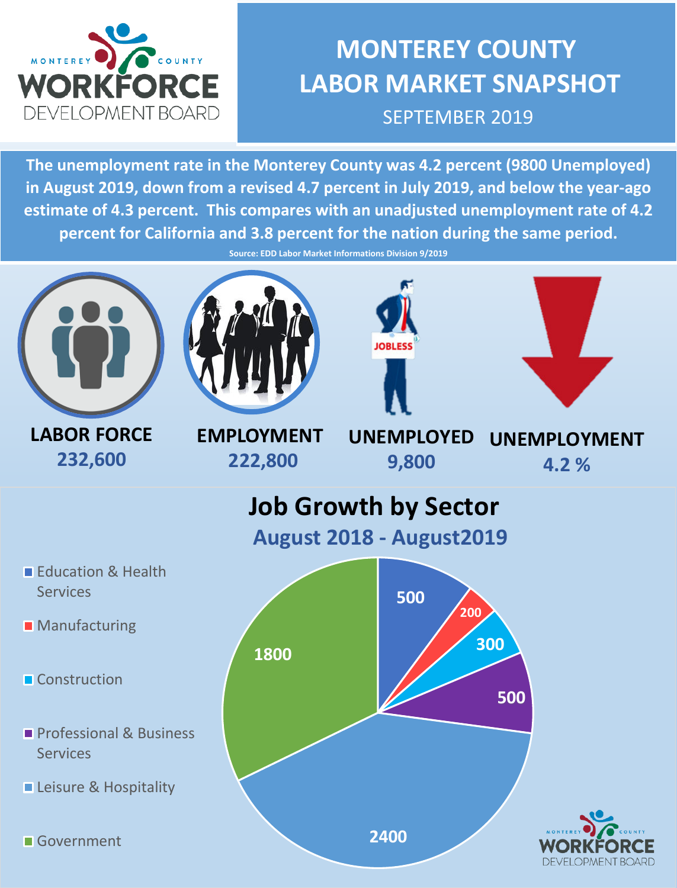# MONTEREY COUNTY LABOR MARKET SNAPSHOT

SEPTEMBER 2019

**The unemployment rate in the Monterey County was 4.2 percent (9800 Unemployed) in August 2019, down from a revised 4.7 percent in July 2019, and below the year-ago estimate of 4.3 percent. This compares with an unadjusted unemployment rate of 4.2 percent for California and 3.8 percent for the nation during the same period.**

Source: EDD Labor Market Informations Division 9/2019

| LABOR FORCE | EMPLOYMENT | UNEMPLOYED | UNEMPLOYMENT |
|---|---|---|---|
| 232,600 | 222,800 | 9,800 | 4.2 % |

## Job Growth by Sector

### August 2018 - August2019

| Sector | Jobs |
|---|---|
| Education & Health Services | 500 |
| Manufacturing | 200 |
| Construction | 300 |
| Professional & Business Services | 500 |
| Leisure & Hospitality | 2400 |
| Government | 1800 |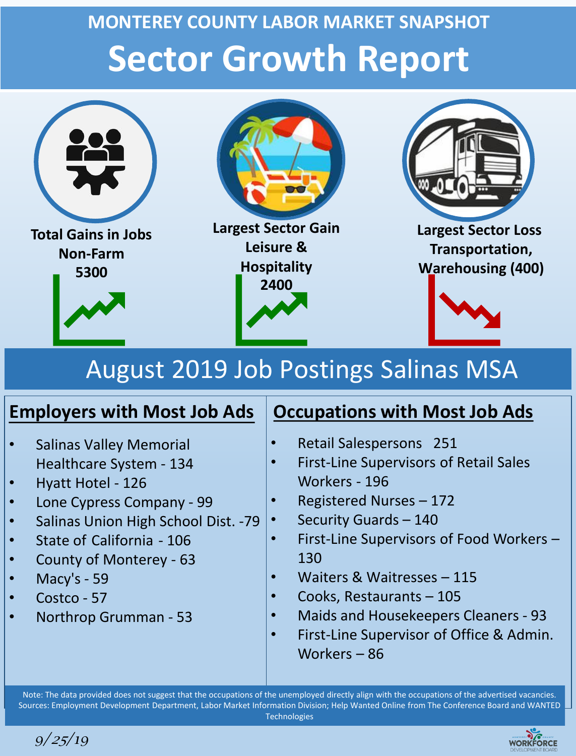# MONTEREY COUNTY LABOR MARKET SNAPSHOT

# Sector Growth Report

**Total Gains in Jobs Non-Farm 5300**

**Largest Sector Gain Leisure & Hospitality 2400**

**Largest Sector Loss Transportation, Warehousing (400)**

## August 2019 Job Postings Salinas MSA

### Employers with Most Job Ads

- Salinas Valley Memorial Healthcare System - 134
- Hyatt Hotel - 126
- Lone Cypress Company - 99
- Salinas Union High School Dist. -79
- State of California - 106
- County of Monterey - 63
- Macy's - 59
- Costco - 57
- Northrop Grumman - 53

### Occupations with Most Job Ads

- Retail Salespersons 251
- First-Line Supervisors of Retail Sales Workers - 196
- Registered Nurses – 172
- Security Guards – 140
- First-Line Supervisors of Food Workers – 130
- Waiters & Waitresses – 115
- Cooks, Restaurants – 105
- Maids and Housekeepers Cleaners - 93
- First-Line Supervisor of Office & Admin. Workers – 86

Note: The data provided does not suggest that the occupations of the unemployed directly align with the occupations of the advertised vacancies. Sources: Employment Development Department, Labor Market Information Division; Help Wanted Online from The Conference Board and WANTED Technologies

*9/25/19*

WORKFORCE DEVELOPMENT BOARD